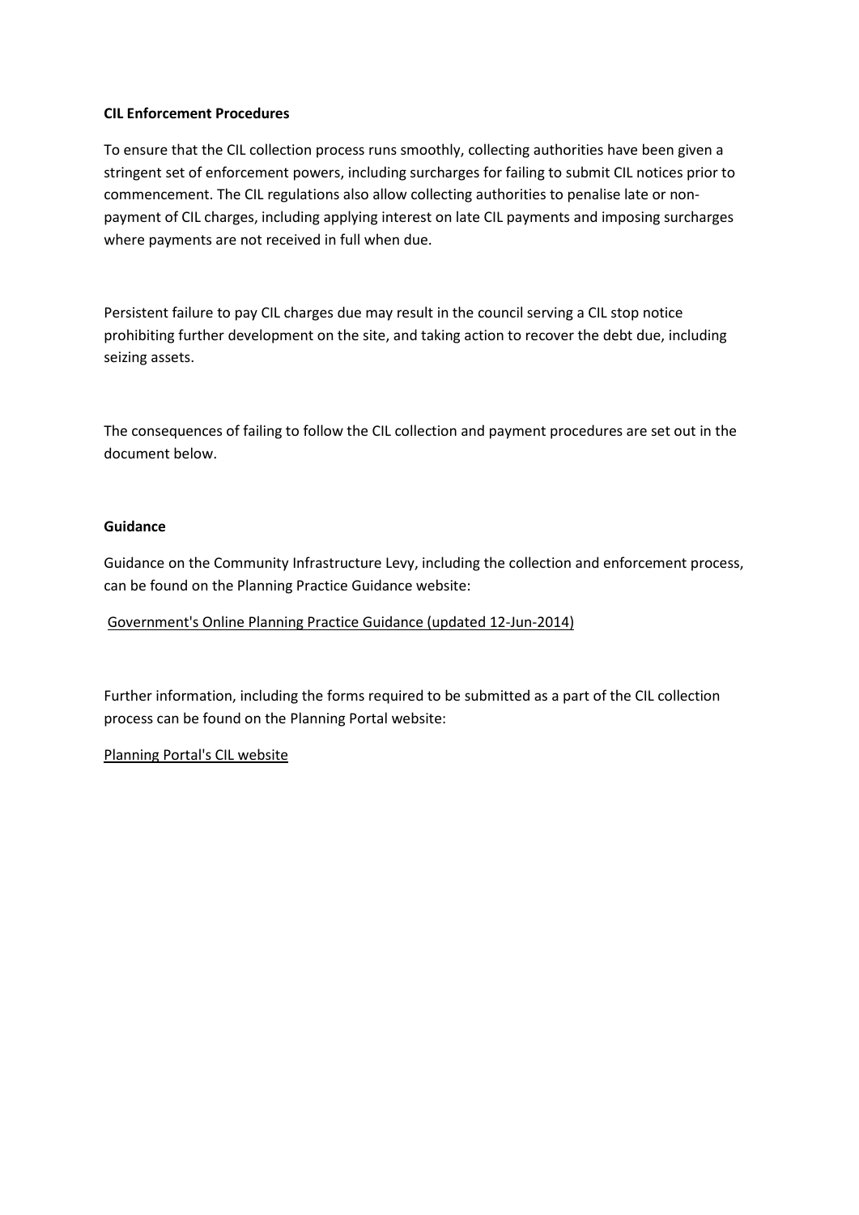**CIL Enforcement Procedures**

To ensure that the CIL collection process runs smoothly, collecting authorities have been given a stringent set of enforcement powers, including surcharges for failing to submit CIL notices prior to commencement. The CIL regulations also allow collecting authorities to penalise late or non-payment of CIL charges, including applying interest on late CIL payments and imposing surcharges where payments are not received in full when due.

Persistent failure to pay CIL charges due may result in the council serving a CIL stop notice prohibiting further development on the site, and taking action to recover the debt due, including seizing assets.

The consequences of failing to follow the CIL collection and payment procedures are set out in the document below.

**Guidance**

Guidance on the Community Infrastructure Levy, including the collection and enforcement process, can be found on the Planning Practice Guidance website:

Government's Online Planning Practice Guidance (updated 12-Jun-2014)

Further information, including the forms required to be submitted as a part of the CIL collection process can be found on the Planning Portal website:

Planning Portal's CIL website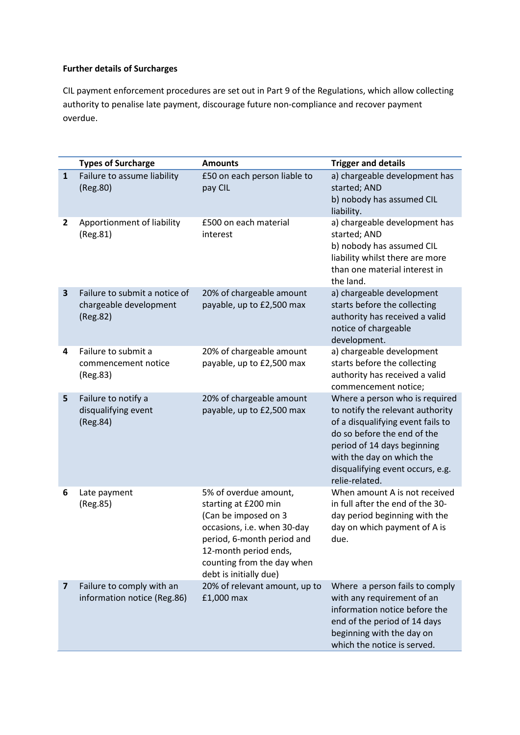**Further details of Surcharges**

CIL payment enforcement procedures are set out in Part 9 of the Regulations, which allow collecting authority to penalise late payment, discourage future non-compliance and recover payment overdue.

| | Types of Surcharge | Amounts | Trigger and details |
|---|---|---|---|
| **1** | Failure to assume liability (Reg.80) | £50 on each person liable to pay CIL | a) chargeable development has started; AND<br>b) nobody has assumed CIL liability. |
| **2** | Apportionment of liability (Reg.81) | £500 on each material interest | a) chargeable development has started; AND<br>b) nobody has assumed CIL liability whilst there are more than one material interest in the land. |
| **3** | Failure to submit a notice of chargeable development (Reg.82) | 20% of chargeable amount payable, up to £2,500 max | a) chargeable development starts before the collecting authority has received a valid notice of chargeable development. |
| **4** | Failure to submit a commencement notice (Reg.83) | 20% of chargeable amount payable, up to £2,500 max | a) chargeable development starts before the collecting authority has received a valid commencement notice; |
| **5** | Failure to notify a disqualifying event (Reg.84) | 20% of chargeable amount payable, up to £2,500 max | Where a person who is required to notify the relevant authority of a disqualifying event fails to do so before the end of the period of 14 days beginning with the day on which the disqualifying event occurs, e.g. relie-related. |
| **6** | Late payment (Reg.85) | 5% of overdue amount, starting at £200 min (Can be imposed on 3 occasions, i.e. when 30-day period, 6-month period and 12-month period ends, counting from the day when debt is initially due) | When amount A is not received in full after the end of the 30-day period beginning with the day on which payment of A is due. |
| **7** | Failure to comply with an information notice (Reg.86) | 20% of relevant amount, up to £1,000 max | Where a person fails to comply with any requirement of an information notice before the end of the period of 14 days beginning with the day on which the notice is served. |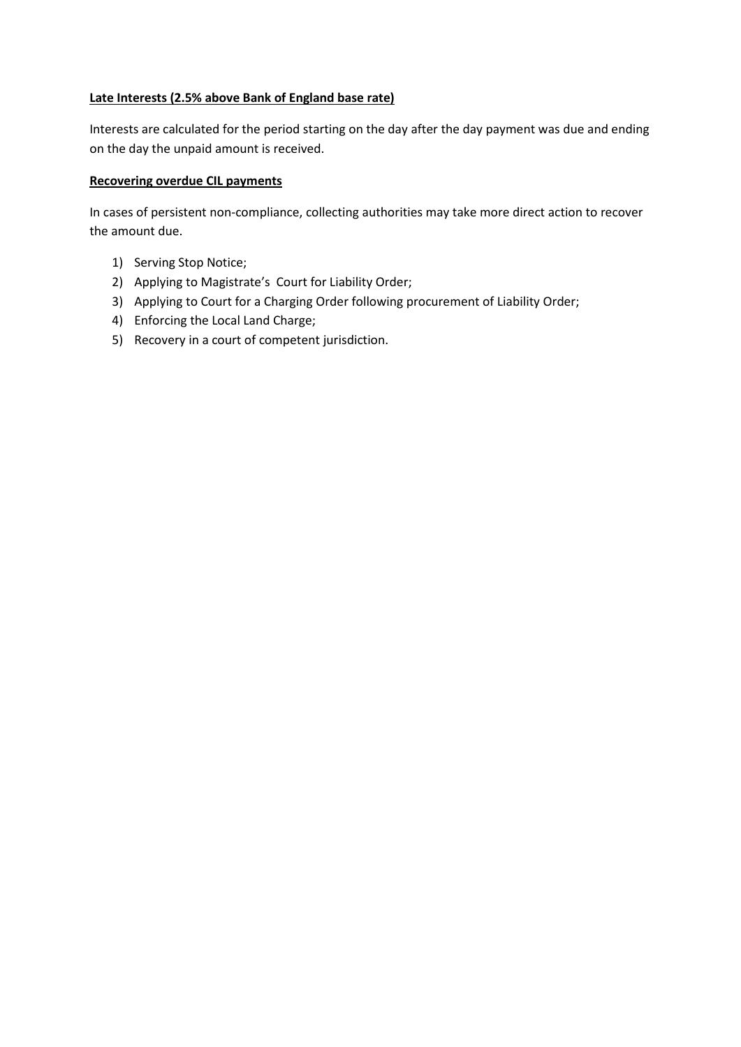**Late Interests (2.5% above Bank of England base rate)**

Interests are calculated for the period starting on the day after the day payment was due and ending on the day the unpaid amount is received.

**Recovering overdue CIL payments**

In cases of persistent non-compliance, collecting authorities may take more direct action to recover the amount due.

1) Serving Stop Notice;
2) Applying to Magistrate's Court for Liability Order;
3) Applying to Court for a Charging Order following procurement of Liability Order;
4) Enforcing the Local Land Charge;
5) Recovery in a court of competent jurisdiction.